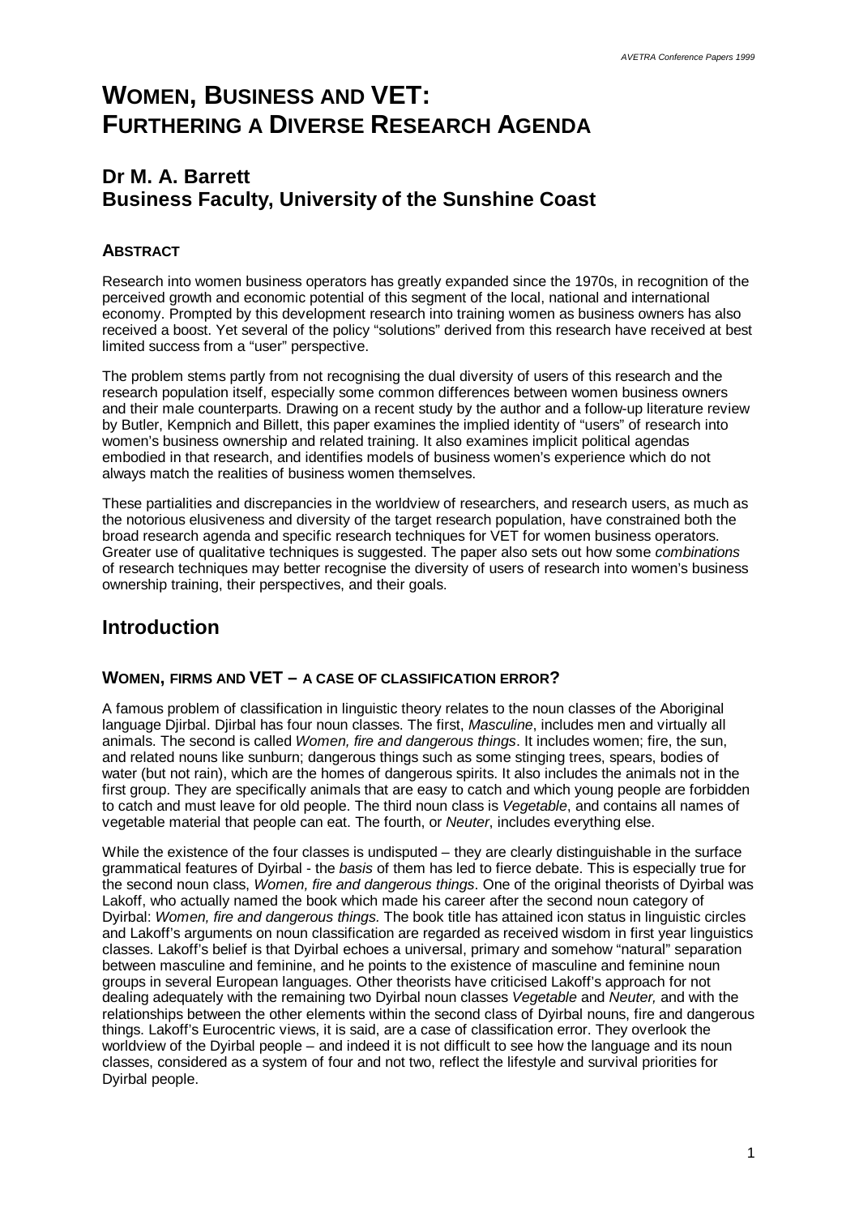# WOMEN, BUSINESS AND VET: FURTHERING A DIVERSE RESEARCH AGENDA

## Dr M. A. Barrett
## Business Faculty, University of the Sunshine Coast

### ABSTRACT

Research into women business operators has greatly expanded since the 1970s, in recognition of the perceived growth and economic potential of this segment of the local, national and international economy. Prompted by this development research into training women as business owners has also received a boost. Yet several of the policy "solutions" derived from this research have received at best limited success from a "user" perspective.

The problem stems partly from not recognising the dual diversity of users of this research and the research population itself, especially some common differences between women business owners and their male counterparts. Drawing on a recent study by the author and a follow-up literature review by Butler, Kempnich and Billett, this paper examines the implied identity of "users" of research into women's business ownership and related training. It also examines implicit political agendas embodied in that research, and identifies models of business women's experience which do not always match the realities of business women themselves.

These partialities and discrepancies in the worldview of researchers, and research users, as much as the notorious elusiveness and diversity of the target research population, have constrained both the broad research agenda and specific research techniques for VET for women business operators. Greater use of qualitative techniques is suggested. The paper also sets out how some *combinations* of research techniques may better recognise the diversity of users of research into women's business ownership training, their perspectives, and their goals.

## Introduction

### WOMEN, FIRMS AND VET – A CASE OF CLASSIFICATION ERROR?

A famous problem of classification in linguistic theory relates to the noun classes of the Aboriginal language Djirbal. Djirbal has four noun classes. The first, *Masculine*, includes men and virtually all animals. The second is called *Women, fire and dangerous things*. It includes women; fire, the sun, and related nouns like sunburn; dangerous things such as some stinging trees, spears, bodies of water (but not rain), which are the homes of dangerous spirits. It also includes the animals not in the first group. They are specifically animals that are easy to catch and which young people are forbidden to catch and must leave for old people. The third noun class is *Vegetable*, and contains all names of vegetable material that people can eat. The fourth, or *Neuter*, includes everything else.

While the existence of the four classes is undisputed – they are clearly distinguishable in the surface grammatical features of Dyirbal - the *basis* of them has led to fierce debate. This is especially true for the second noun class, *Women, fire and dangerous things*. One of the original theorists of Dyirbal was Lakoff, who actually named the book which made his career after the second noun category of Dyirbal: *Women, fire and dangerous things.* The book title has attained icon status in linguistic circles and Lakoff's arguments on noun classification are regarded as received wisdom in first year linguistics classes. Lakoff's belief is that Dyirbal echoes a universal, primary and somehow "natural" separation between masculine and feminine, and he points to the existence of masculine and feminine noun groups in several European languages. Other theorists have criticised Lakoff's approach for not dealing adequately with the remaining two Dyirbal noun classes *Vegetable* and *Neuter,* and with the relationships between the other elements within the second class of Dyirbal nouns, fire and dangerous things. Lakoff's Eurocentric views, it is said, are a case of classification error. They overlook the worldview of the Dyirbal people – and indeed it is not difficult to see how the language and its noun classes, considered as a system of four and not two, reflect the lifestyle and survival priorities for Dyirbal people.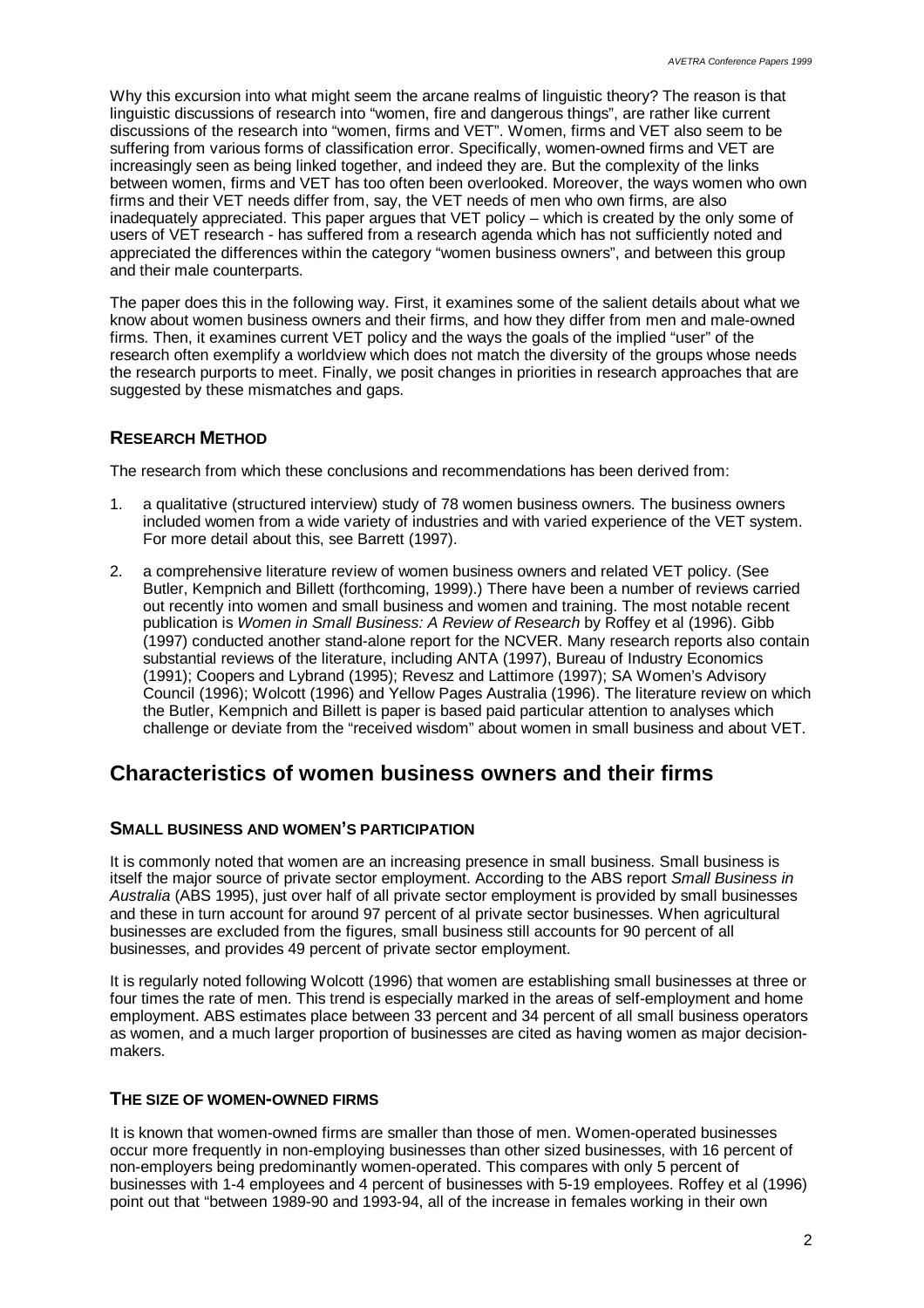Why this excursion into what might seem the arcane realms of linguistic theory? The reason is that linguistic discussions of research into "women, fire and dangerous things", are rather like current discussions of the research into "women, firms and VET". Women, firms and VET also seem to be suffering from various forms of classification error. Specifically, women-owned firms and VET are increasingly seen as being linked together, and indeed they are. But the complexity of the links between women, firms and VET has too often been overlooked. Moreover, the ways women who own firms and their VET needs differ from, say, the VET needs of men who own firms, are also inadequately appreciated. This paper argues that VET policy – which is created by the only some of users of VET research - has suffered from a research agenda which has not sufficiently noted and appreciated the differences within the category "women business owners", and between this group and their male counterparts.

The paper does this in the following way. First, it examines some of the salient details about what we know about women business owners and their firms, and how they differ from men and male-owned firms. Then, it examines current VET policy and the ways the goals of the implied "user" of the research often exemplify a worldview which does not match the diversity of the groups whose needs the research purports to meet. Finally, we posit changes in priorities in research approaches that are suggested by these mismatches and gaps.

### RESEARCH METHOD

The research from which these conclusions and recommendations has been derived from:

1. a qualitative (structured interview) study of 78 women business owners. The business owners included women from a wide variety of industries and with varied experience of the VET system. For more detail about this, see Barrett (1997).
2. a comprehensive literature review of women business owners and related VET policy. (See Butler, Kempnich and Billett (forthcoming, 1999).) There have been a number of reviews carried out recently into women and small business and women and training. The most notable recent publication is *Women in Small Business: A Review of Research* by Roffey et al (1996). Gibb (1997) conducted another stand-alone report for the NCVER. Many research reports also contain substantial reviews of the literature, including ANTA (1997), Bureau of Industry Economics (1991); Coopers and Lybrand (1995); Revesz and Lattimore (1997); SA Women's Advisory Council (1996); Wolcott (1996) and Yellow Pages Australia (1996). The literature review on which the Butler, Kempnich and Billett is paper is based paid particular attention to analyses which challenge or deviate from the "received wisdom" about women in small business and about VET.

## Characteristics of women business owners and their firms

### SMALL BUSINESS AND WOMEN'S PARTICIPATION

It is commonly noted that women are an increasing presence in small business. Small business is itself the major source of private sector employment. According to the ABS report *Small Business in Australia* (ABS 1995), just over half of all private sector employment is provided by small businesses and these in turn account for around 97 percent of al private sector businesses. When agricultural businesses are excluded from the figures, small business still accounts for 90 percent of all businesses, and provides 49 percent of private sector employment.

It is regularly noted following Wolcott (1996) that women are establishing small businesses at three or four times the rate of men. This trend is especially marked in the areas of self-employment and home employment. ABS estimates place between 33 percent and 34 percent of all small business operators as women, and a much larger proportion of businesses are cited as having women as major decision-makers.

### THE SIZE OF WOMEN-OWNED FIRMS

It is known that women-owned firms are smaller than those of men. Women-operated businesses occur more frequently in non-employing businesses than other sized businesses, with 16 percent of non-employers being predominantly women-operated. This compares with only 5 percent of businesses with 1-4 employees and 4 percent of businesses with 5-19 employees. Roffey et al (1996) point out that "between 1989-90 and 1993-94, all of the increase in females working in their own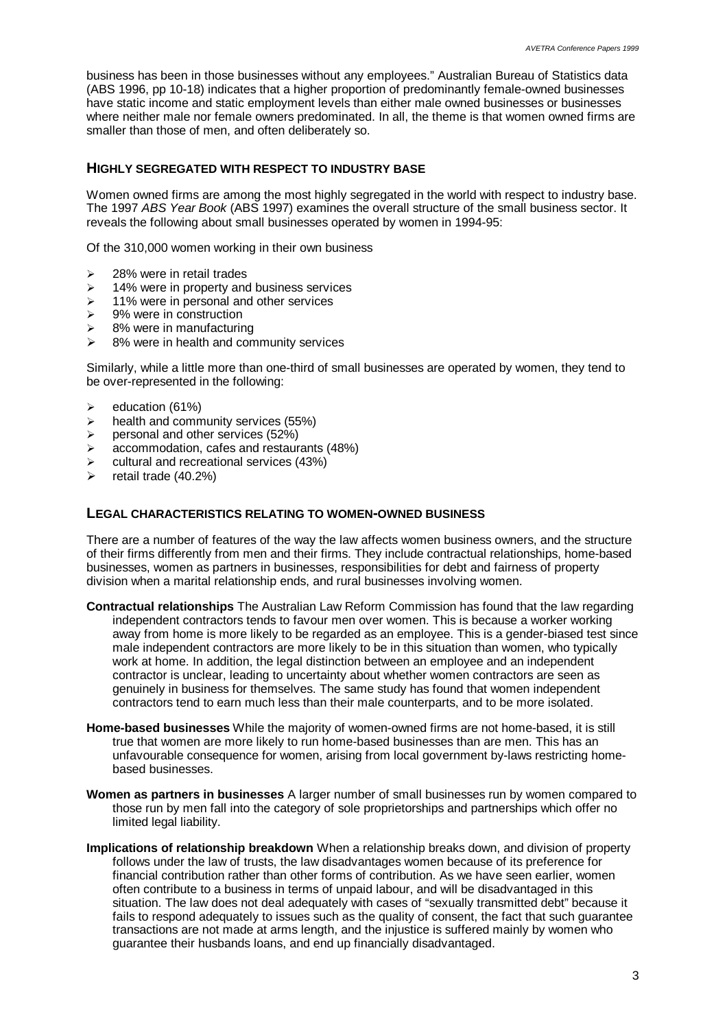business has been in those businesses without any employees." Australian Bureau of Statistics data (ABS 1996, pp 10-18) indicates that a higher proportion of predominantly female-owned businesses have static income and static employment levels than either male owned businesses or businesses where neither male nor female owners predominated. In all, the theme is that women owned firms are smaller than those of men, and often deliberately so.

## Highly segregated with respect to industry base

Women owned firms are among the most highly segregated in the world with respect to industry base. The 1997 *ABS Year Book* (ABS 1997) examines the overall structure of the small business sector. It reveals the following about small businesses operated by women in 1994-95:

Of the 310,000 women working in their own business

- 28% were in retail trades
- 14% were in property and business services
- 11% were in personal and other services
- 9% were in construction
- 8% were in manufacturing
- 8% were in health and community services

Similarly, while a little more than one-third of small businesses are operated by women, they tend to be over-represented in the following:

- education (61%)
- health and community services (55%)
- personal and other services (52%)
- accommodation, cafes and restaurants (48%)
- cultural and recreational services (43%)
- retail trade (40.2%)

## Legal characteristics relating to women-owned business

There are a number of features of the way the law affects women business owners, and the structure of their firms differently from men and their firms. They include contractual relationships, home-based businesses, women as partners in businesses, responsibilities for debt and fairness of property division when a marital relationship ends, and rural businesses involving women.

**Contractual relationships** The Australian Law Reform Commission has found that the law regarding independent contractors tends to favour men over women. This is because a worker working away from home is more likely to be regarded as an employee. This is a gender-biased test since male independent contractors are more likely to be in this situation than women, who typically work at home. In addition, the legal distinction between an employee and an independent contractor is unclear, leading to uncertainty about whether women contractors are seen as genuinely in business for themselves. The same study has found that women independent contractors tend to earn much less than their male counterparts, and to be more isolated.

**Home-based businesses** While the majority of women-owned firms are not home-based, it is still true that women are more likely to run home-based businesses than are men. This has an unfavourable consequence for women, arising from local government by-laws restricting home-based businesses.

**Women as partners in businesses** A larger number of small businesses run by women compared to those run by men fall into the category of sole proprietorships and partnerships which offer no limited legal liability.

**Implications of relationship breakdown** When a relationship breaks down, and division of property follows under the law of trusts, the law disadvantages women because of its preference for financial contribution rather than other forms of contribution. As we have seen earlier, women often contribute to a business in terms of unpaid labour, and will be disadvantaged in this situation. The law does not deal adequately with cases of "sexually transmitted debt" because it fails to respond adequately to issues such as the quality of consent, the fact that such guarantee transactions are not made at arms length, and the injustice is suffered mainly by women who guarantee their husbands loans, and end up financially disadvantaged.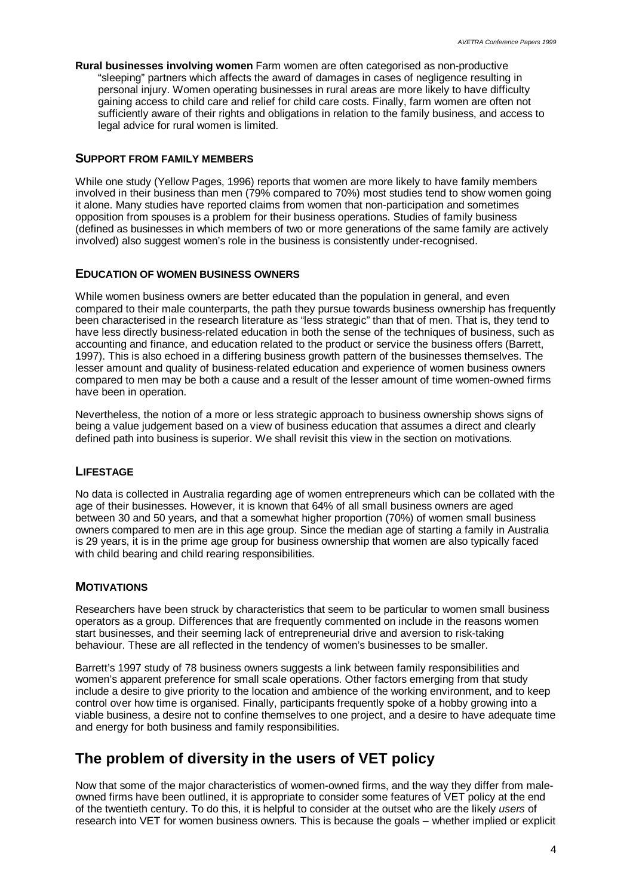**Rural businesses involving women** Farm women are often categorised as non-productive "sleeping" partners which affects the award of damages in cases of negligence resulting in personal injury. Women operating businesses in rural areas are more likely to have difficulty gaining access to child care and relief for child care costs. Finally, farm women are often not sufficiently aware of their rights and obligations in relation to the family business, and access to legal advice for rural women is limited.

### SUPPORT FROM FAMILY MEMBERS

While one study (Yellow Pages, 1996) reports that women are more likely to have family members involved in their business than men (79% compared to 70%) most studies tend to show women going it alone. Many studies have reported claims from women that non-participation and sometimes opposition from spouses is a problem for their business operations. Studies of family business (defined as businesses in which members of two or more generations of the same family are actively involved) also suggest women's role in the business is consistently under-recognised.

### EDUCATION OF WOMEN BUSINESS OWNERS

While women business owners are better educated than the population in general, and even compared to their male counterparts, the path they pursue towards business ownership has frequently been characterised in the research literature as "less strategic" than that of men. That is, they tend to have less directly business-related education in both the sense of the techniques of business, such as accounting and finance, and education related to the product or service the business offers (Barrett, 1997). This is also echoed in a differing business growth pattern of the businesses themselves. The lesser amount and quality of business-related education and experience of women business owners compared to men may be both a cause and a result of the lesser amount of time women-owned firms have been in operation.

Nevertheless, the notion of a more or less strategic approach to business ownership shows signs of being a value judgement based on a view of business education that assumes a direct and clearly defined path into business is superior. We shall revisit this view in the section on motivations.

### LIFESTAGE

No data is collected in Australia regarding age of women entrepreneurs which can be collated with the age of their businesses. However, it is known that 64% of all small business owners are aged between 30 and 50 years, and that a somewhat higher proportion (70%) of women small business owners compared to men are in this age group. Since the median age of starting a family in Australia is 29 years, it is in the prime age group for business ownership that women are also typically faced with child bearing and child rearing responsibilities.

### MOTIVATIONS

Researchers have been struck by characteristics that seem to be particular to women small business operators as a group. Differences that are frequently commented on include in the reasons women start businesses, and their seeming lack of entrepreneurial drive and aversion to risk-taking behaviour. These are all reflected in the tendency of women's businesses to be smaller.

Barrett's 1997 study of 78 business owners suggests a link between family responsibilities and women's apparent preference for small scale operations. Other factors emerging from that study include a desire to give priority to the location and ambience of the working environment, and to keep control over how time is organised. Finally, participants frequently spoke of a hobby growing into a viable business, a desire not to confine themselves to one project, and a desire to have adequate time and energy for both business and family responsibilities.

## The problem of diversity in the users of VET policy

Now that some of the major characteristics of women-owned firms, and the way they differ from male-owned firms have been outlined, it is appropriate to consider some features of VET policy at the end of the twentieth century. To do this, it is helpful to consider at the outset who are the likely *users* of research into VET for women business owners. This is because the goals – whether implied or explicit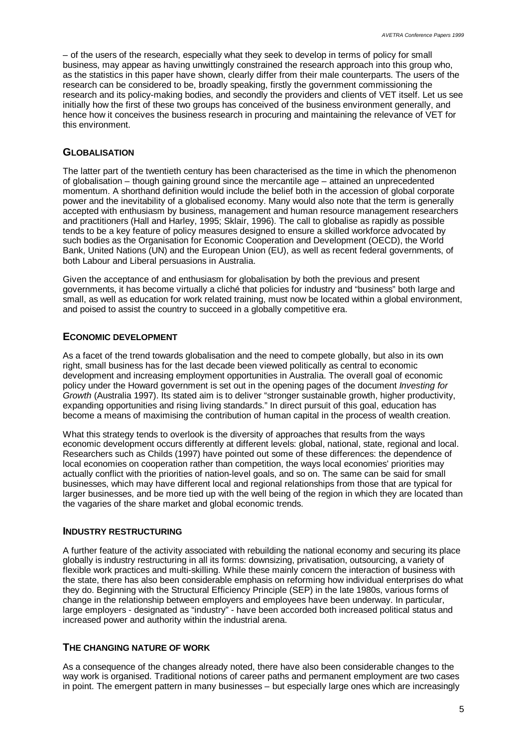– of the users of the research, especially what they seek to develop in terms of policy for small business, may appear as having unwittingly constrained the research approach into this group who, as the statistics in this paper have shown, clearly differ from their male counterparts. The users of the research can be considered to be, broadly speaking, firstly the government commissioning the research and its policy-making bodies, and secondly the providers and clients of VET itself. Let us see initially how the first of these two groups has conceived of the business environment generally, and hence how it conceives the business research in procuring and maintaining the relevance of VET for this environment.

## GLOBALISATION

The latter part of the twentieth century has been characterised as the time in which the phenomenon of globalisation – though gaining ground since the mercantile age – attained an unprecedented momentum. A shorthand definition would include the belief both in the accession of global corporate power and the inevitability of a globalised economy. Many would also note that the term is generally accepted with enthusiasm by business, management and human resource management researchers and practitioners (Hall and Harley, 1995; Sklair, 1996). The call to globalise as rapidly as possible tends to be a key feature of policy measures designed to ensure a skilled workforce advocated by such bodies as the Organisation for Economic Cooperation and Development (OECD), the World Bank, United Nations (UN) and the European Union (EU), as well as recent federal governments, of both Labour and Liberal persuasions in Australia.

Given the acceptance of and enthusiasm for globalisation by both the previous and present governments, it has become virtually a cliché that policies for industry and "business" both large and small, as well as education for work related training, must now be located within a global environment, and poised to assist the country to succeed in a globally competitive era.

## ECONOMIC DEVELOPMENT

As a facet of the trend towards globalisation and the need to compete globally, but also in its own right, small business has for the last decade been viewed politically as central to economic development and increasing employment opportunities in Australia. The overall goal of economic policy under the Howard government is set out in the opening pages of the document *Investing for Growth* (Australia 1997). Its stated aim is to deliver "stronger sustainable growth, higher productivity, expanding opportunities and rising living standards." In direct pursuit of this goal, education has become a means of maximising the contribution of human capital in the process of wealth creation.

What this strategy tends to overlook is the diversity of approaches that results from the ways economic development occurs differently at different levels: global, national, state, regional and local. Researchers such as Childs (1997) have pointed out some of these differences: the dependence of local economies on cooperation rather than competition, the ways local economies' priorities may actually conflict with the priorities of nation-level goals, and so on. The same can be said for small businesses, which may have different local and regional relationships from those that are typical for larger businesses, and be more tied up with the well being of the region in which they are located than the vagaries of the share market and global economic trends.

## INDUSTRY RESTRUCTURING

A further feature of the activity associated with rebuilding the national economy and securing its place globally is industry restructuring in all its forms: downsizing, privatisation, outsourcing, a variety of flexible work practices and multi-skilling. While these mainly concern the interaction of business with the state, there has also been considerable emphasis on reforming how individual enterprises do what they do. Beginning with the Structural Efficiency Principle (SEP) in the late 1980s, various forms of change in the relationship between employers and employees have been underway. In particular, large employers - designated as "industry" - have been accorded both increased political status and increased power and authority within the industrial arena.

## THE CHANGING NATURE OF WORK

As a consequence of the changes already noted, there have also been considerable changes to the way work is organised. Traditional notions of career paths and permanent employment are two cases in point. The emergent pattern in many businesses – but especially large ones which are increasingly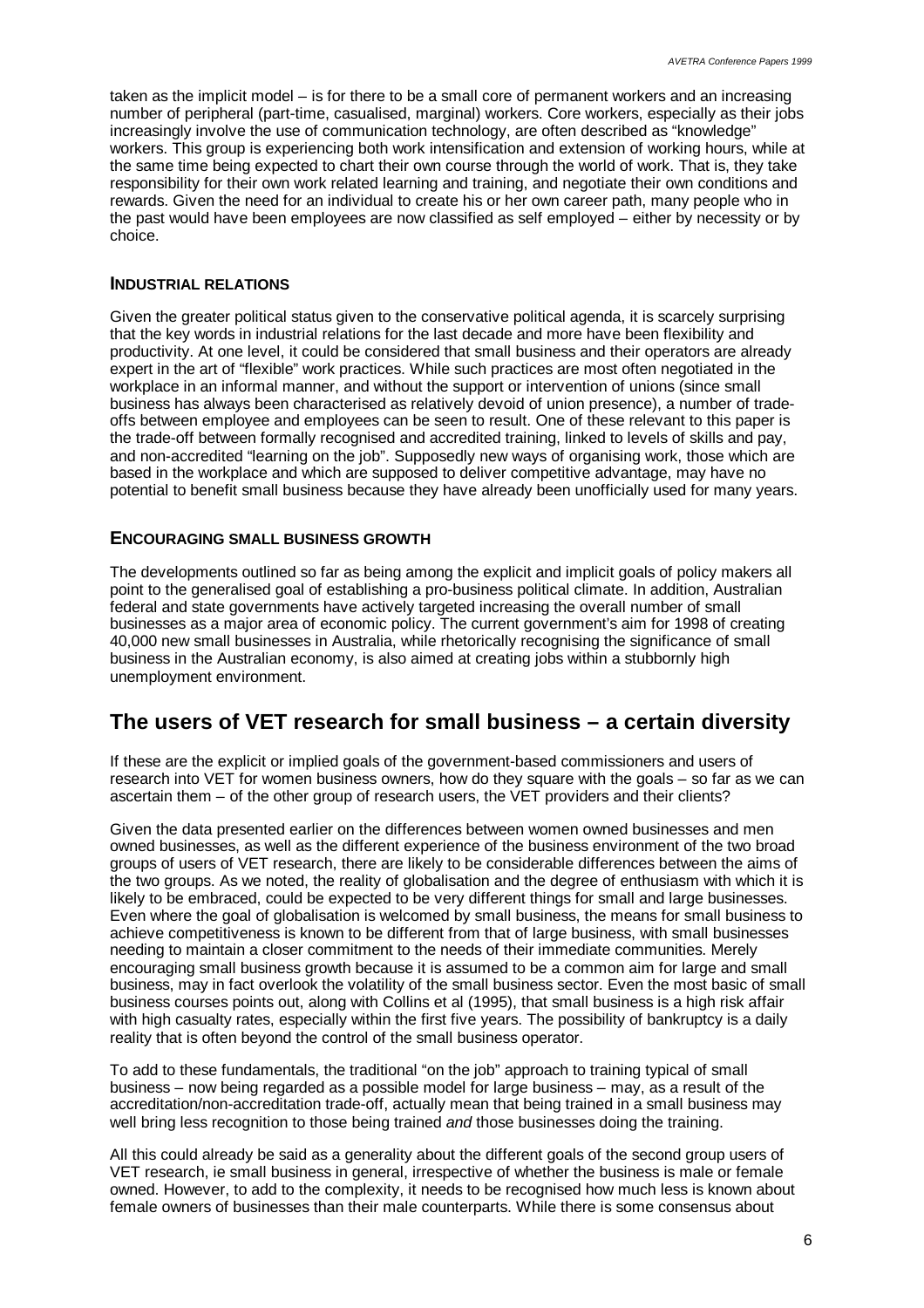taken as the implicit model – is for there to be a small core of permanent workers and an increasing number of peripheral (part-time, casualised, marginal) workers. Core workers, especially as their jobs increasingly involve the use of communication technology, are often described as "knowledge" workers. This group is experiencing both work intensification and extension of working hours, while at the same time being expected to chart their own course through the world of work. That is, they take responsibility for their own work related learning and training, and negotiate their own conditions and rewards. Given the need for an individual to create his or her own career path, many people who in the past would have been employees are now classified as self employed – either by necessity or by choice.

### INDUSTRIAL RELATIONS

Given the greater political status given to the conservative political agenda, it is scarcely surprising that the key words in industrial relations for the last decade and more have been flexibility and productivity. At one level, it could be considered that small business and their operators are already expert in the art of "flexible" work practices. While such practices are most often negotiated in the workplace in an informal manner, and without the support or intervention of unions (since small business has always been characterised as relatively devoid of union presence), a number of trade-offs between employee and employees can be seen to result. One of these relevant to this paper is the trade-off between formally recognised and accredited training, linked to levels of skills and pay, and non-accredited "learning on the job". Supposedly new ways of organising work, those which are based in the workplace and which are supposed to deliver competitive advantage, may have no potential to benefit small business because they have already been unofficially used for many years.

### ENCOURAGING SMALL BUSINESS GROWTH

The developments outlined so far as being among the explicit and implicit goals of policy makers all point to the generalised goal of establishing a pro-business political climate. In addition, Australian federal and state governments have actively targeted increasing the overall number of small businesses as a major area of economic policy. The current government's aim for 1998 of creating 40,000 new small businesses in Australia, while rhetorically recognising the significance of small business in the Australian economy, is also aimed at creating jobs within a stubbornly high unemployment environment.

## The users of VET research for small business – a certain diversity

If these are the explicit or implied goals of the government-based commissioners and users of research into VET for women business owners, how do they square with the goals – so far as we can ascertain them – of the other group of research users, the VET providers and their clients?

Given the data presented earlier on the differences between women owned businesses and men owned businesses, as well as the different experience of the business environment of the two broad groups of users of VET research, there are likely to be considerable differences between the aims of the two groups. As we noted, the reality of globalisation and the degree of enthusiasm with which it is likely to be embraced, could be expected to be very different things for small and large businesses. Even where the goal of globalisation is welcomed by small business, the means for small business to achieve competitiveness is known to be different from that of large business, with small businesses needing to maintain a closer commitment to the needs of their immediate communities. Merely encouraging small business growth because it is assumed to be a common aim for large and small business, may in fact overlook the volatility of the small business sector. Even the most basic of small business courses points out, along with Collins et al (1995), that small business is a high risk affair with high casualty rates, especially within the first five years. The possibility of bankruptcy is a daily reality that is often beyond the control of the small business operator.

To add to these fundamentals, the traditional "on the job" approach to training typical of small business – now being regarded as a possible model for large business – may, as a result of the accreditation/non-accreditation trade-off, actually mean that being trained in a small business may well bring less recognition to those being trained *and* those businesses doing the training.

All this could already be said as a generality about the different goals of the second group users of VET research, ie small business in general, irrespective of whether the business is male or female owned. However, to add to the complexity, it needs to be recognised how much less is known about female owners of businesses than their male counterparts. While there is some consensus about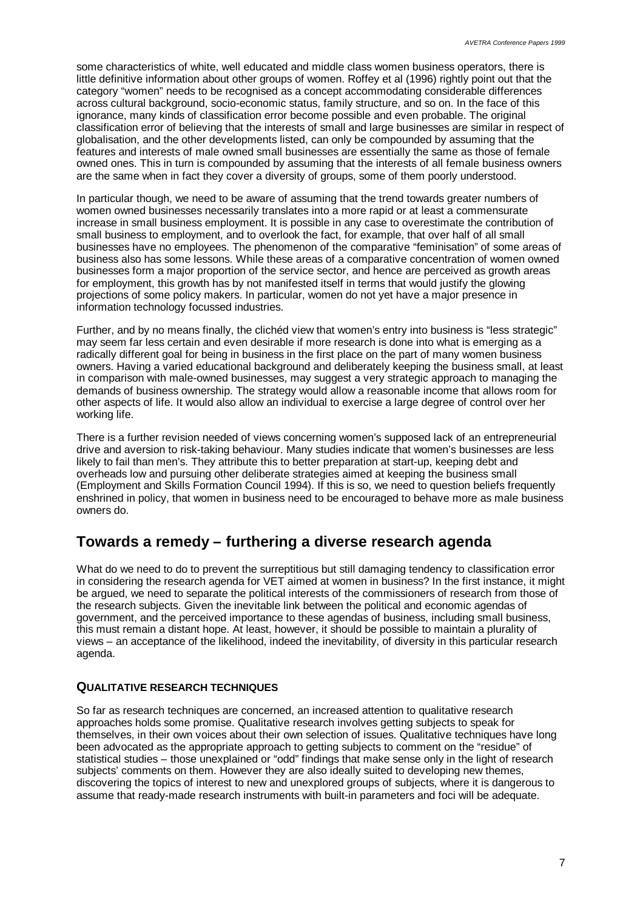some characteristics of white, well educated and middle class women business operators, there is little definitive information about other groups of women. Roffey et al (1996) rightly point out that the category "women" needs to be recognised as a concept accommodating considerable differences across cultural background, socio-economic status, family structure, and so on. In the face of this ignorance, many kinds of classification error become possible and even probable. The original classification error of believing that the interests of small and large businesses are similar in respect of globalisation, and the other developments listed, can only be compounded by assuming that the features and interests of male owned small businesses are essentially the same as those of female owned ones. This in turn is compounded by assuming that the interests of all female business owners are the same when in fact they cover a diversity of groups, some of them poorly understood.

In particular though, we need to be aware of assuming that the trend towards greater numbers of women owned businesses necessarily translates into a more rapid or at least a commensurate increase in small business employment. It is possible in any case to overestimate the contribution of small business to employment, and to overlook the fact, for example, that over half of all small businesses have no employees. The phenomenon of the comparative "feminisation" of some areas of business also has some lessons. While these areas of a comparative concentration of women owned businesses form a major proportion of the service sector, and hence are perceived as growth areas for employment, this growth has by not manifested itself in terms that would justify the glowing projections of some policy makers. In particular, women do not yet have a major presence in information technology focussed industries.

Further, and by no means finally, the clichéd view that women's entry into business is "less strategic" may seem far less certain and even desirable if more research is done into what is emerging as a radically different goal for being in business in the first place on the part of many women business owners. Having a varied educational background and deliberately keeping the business small, at least in comparison with male-owned businesses, may suggest a very strategic approach to managing the demands of business ownership. The strategy would allow a reasonable income that allows room for other aspects of life. It would also allow an individual to exercise a large degree of control over her working life.

There is a further revision needed of views concerning women's supposed lack of an entrepreneurial drive and aversion to risk-taking behaviour. Many studies indicate that women's businesses are less likely to fail than men's. They attribute this to better preparation at start-up, keeping debt and overheads low and pursuing other deliberate strategies aimed at keeping the business small (Employment and Skills Formation Council 1994). If this is so, we need to question beliefs frequently enshrined in policy, that women in business need to be encouraged to behave more as male business owners do.

## Towards a remedy – furthering a diverse research agenda

What do we need to do to prevent the surreptitious but still damaging tendency to classification error in considering the research agenda for VET aimed at women in business? In the first instance, it might be argued, we need to separate the political interests of the commissioners of research from those of the research subjects. Given the inevitable link between the political and economic agendas of government, and the perceived importance to these agendas of business, including small business, this must remain a distant hope. At least, however, it should be possible to maintain a plurality of views – an acceptance of the likelihood, indeed the inevitability, of diversity in this particular research agenda.

### Qualitative research techniques

So far as research techniques are concerned, an increased attention to qualitative research approaches holds some promise. Qualitative research involves getting subjects to speak for themselves, in their own voices about their own selection of issues. Qualitative techniques have long been advocated as the appropriate approach to getting subjects to comment on the "residue" of statistical studies – those unexplained or "odd" findings that make sense only in the light of research subjects' comments on them. However they are also ideally suited to developing new themes, discovering the topics of interest to new and unexplored groups of subjects, where it is dangerous to assume that ready-made research instruments with built-in parameters and foci will be adequate.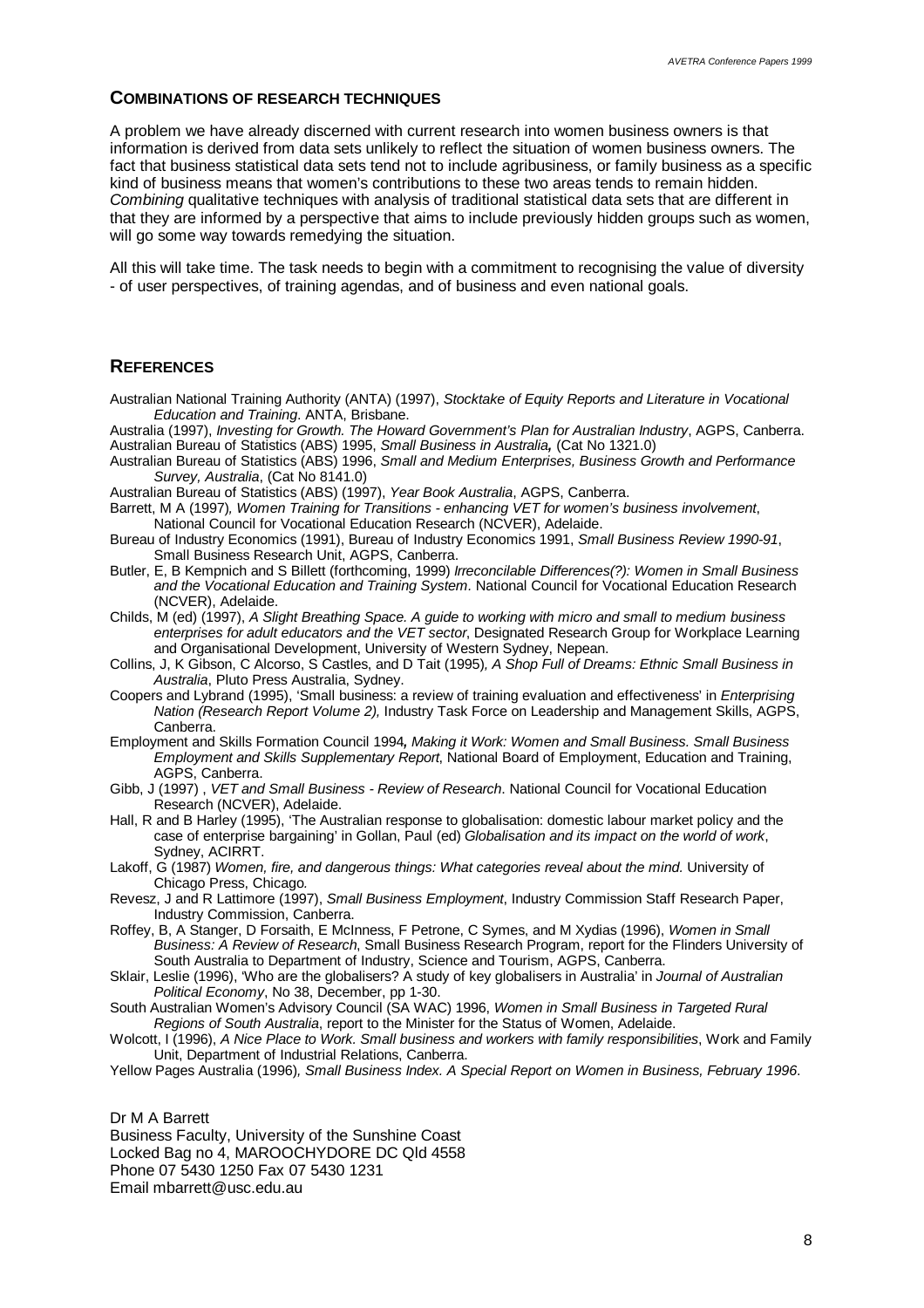## COMBINATIONS OF RESEARCH TECHNIQUES

A problem we have already discerned with current research into women business owners is that information is derived from data sets unlikely to reflect the situation of women business owners. The fact that business statistical data sets tend not to include agribusiness, or family business as a specific kind of business means that women's contributions to these two areas tends to remain hidden. *Combining* qualitative techniques with analysis of traditional statistical data sets that are different in that they are informed by a perspective that aims to include previously hidden groups such as women, will go some way towards remedying the situation.

All this will take time. The task needs to begin with a commitment to recognising the value of diversity - of user perspectives, of training agendas, and of business and even national goals.

## REFERENCES

Australian National Training Authority (ANTA) (1997), *Stocktake of Equity Reports and Literature in Vocational Education and Training*. ANTA, Brisbane.

Australia (1997), *Investing for Growth. The Howard Government's Plan for Australian Industry*, AGPS, Canberra.

Australian Bureau of Statistics (ABS) 1995, *Small Business in Australia,* (Cat No 1321.0)

Australian Bureau of Statistics (ABS) 1996, *Small and Medium Enterprises, Business Growth and Performance Survey, Australia*, (Cat No 8141.0)

Australian Bureau of Statistics (ABS) (1997), *Year Book Australia*, AGPS, Canberra.

Barrett, M A (1997), *Women Training for Transitions - enhancing VET for women's business involvement*, National Council for Vocational Education Research (NCVER), Adelaide.

Bureau of Industry Economics (1991), Bureau of Industry Economics 1991, *Small Business Review 1990-91*, Small Business Research Unit, AGPS, Canberra.

Butler, E, B Kempnich and S Billett (forthcoming, 1999) *Irreconcilable Differences(?): Women in Small Business and the Vocational Education and Training System*. National Council for Vocational Education Research (NCVER), Adelaide.

Childs, M (ed) (1997), *A Slight Breathing Space. A guide to working with micro and small to medium business enterprises for adult educators and the VET sector*, Designated Research Group for Workplace Learning and Organisational Development, University of Western Sydney, Nepean.

Collins, J, K Gibson, C Alcorso, S Castles, and D Tait (1995), *A Shop Full of Dreams: Ethnic Small Business in Australia*, Pluto Press Australia, Sydney.

Coopers and Lybrand (1995), 'Small business: a review of training evaluation and effectiveness' in *Enterprising Nation (Research Report Volume 2),* Industry Task Force on Leadership and Management Skills, AGPS, Canberra.

Employment and Skills Formation Council 1994*, Making it Work: Women and Small Business. Small Business Employment and Skills Supplementary Report*, National Board of Employment, Education and Training, AGPS, Canberra.

Gibb, J (1997) , *VET and Small Business - Review of Research*. National Council for Vocational Education Research (NCVER), Adelaide.

Hall, R and B Harley (1995), 'The Australian response to globalisation: domestic labour market policy and the case of enterprise bargaining' in Gollan, Paul (ed) *Globalisation and its impact on the world of work*, Sydney, ACIRRT.

Lakoff, G (1987) *Women, fire, and dangerous things: What categories reveal about the mind.* University of Chicago Press, Chicago*.*

Revesz, J and R Lattimore (1997), *Small Business Employment*, Industry Commission Staff Research Paper, Industry Commission, Canberra.

Roffey, B, A Stanger, D Forsaith, E McInness, F Petrone, C Symes, and M Xydias (1996), *Women in Small Business: A Review of Research*, Small Business Research Program, report for the Flinders University of South Australia to Department of Industry, Science and Tourism, AGPS, Canberra.

Sklair, Leslie (1996), 'Who are the globalisers? A study of key globalisers in Australia' in *Journal of Australian Political Economy*, No 38, December, pp 1-30.

South Australian Women's Advisory Council (SA WAC) 1996, *Women in Small Business in Targeted Rural Regions of South Australia*, report to the Minister for the Status of Women, Adelaide.

Wolcott, I (1996), *A Nice Place to Work. Small business and workers with family responsibilities*, Work and Family Unit, Department of Industrial Relations, Canberra.

Yellow Pages Australia (1996)*, Small Business Index. A Special Report on Women in Business, February 1996*.

Dr M A Barrett
Business Faculty, University of the Sunshine Coast
Locked Bag no 4, MAROOCHYDORE DC Qld 4558
Phone 07 5430 1250 Fax 07 5430 1231
Email mbarrett@usc.edu.au